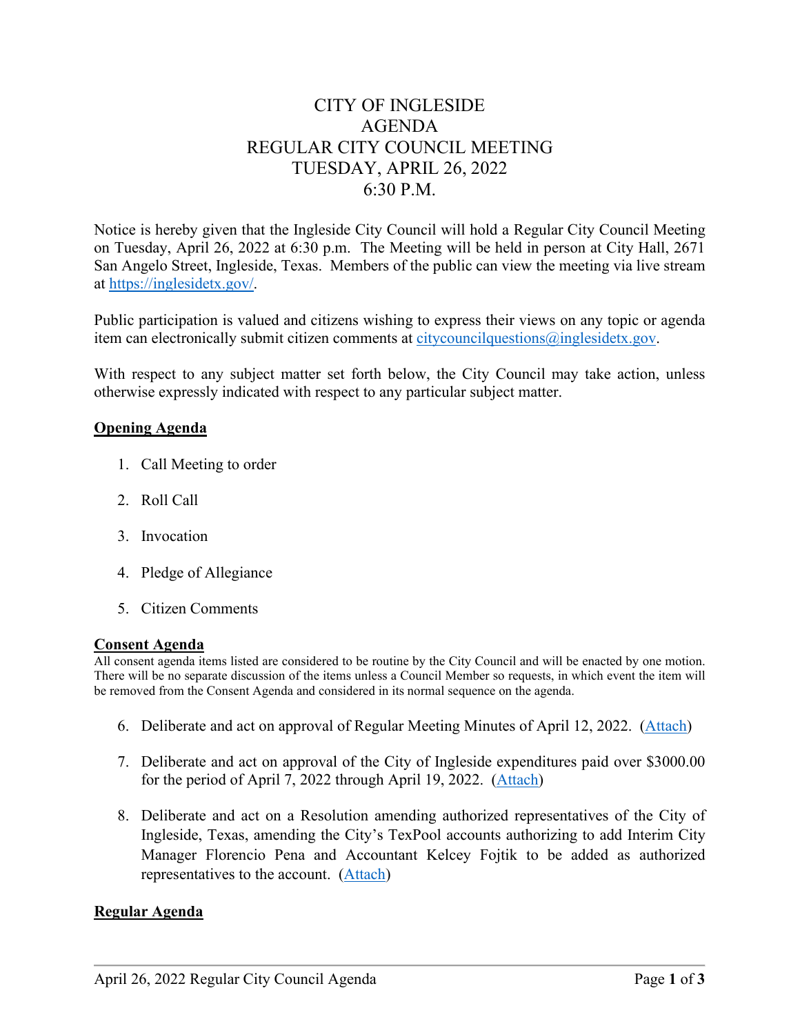# CITY OF INGLESIDE
# AGENDA
# REGULAR CITY COUNCIL MEETING
# TUESDAY, APRIL 26, 2022
# 6:30 P.M.

Notice is hereby given that the Ingleside City Council will hold a Regular City Council Meeting on Tuesday, April 26, 2022 at 6:30 p.m. The Meeting will be held in person at City Hall, 2671 San Angelo Street, Ingleside, Texas. Members of the public can view the meeting via live stream at [https://inglesidetx.gov/](https://inglesidetx.gov/).

Public participation is valued and citizens wishing to express their views on any topic or agenda item can electronically submit citizen comments at [citycouncilquestions@inglesidetx.gov](mailto:citycouncilquestions@inglesidetx.gov).

With respect to any subject matter set forth below, the City Council may take action, unless otherwise expressly indicated with respect to any particular subject matter.

**<u>Opening Agenda</u>**

1. Call Meeting to order
2. Roll Call
3. Invocation
4. Pledge of Allegiance
5. Citizen Comments

**<u>Consent Agenda</u>**

All consent agenda items listed are considered to be routine by the City Council and will be enacted by one motion. There will be no separate discussion of the items unless a Council Member so requests, in which event the item will be removed from the Consent Agenda and considered in its normal sequence on the agenda.

6. Deliberate and act on approval of Regular Meeting Minutes of April 12, 2022. (Attach)
7. Deliberate and act on approval of the City of Ingleside expenditures paid over $3000.00 for the period of April 7, 2022 through April 19, 2022. (Attach)
8. Deliberate and act on a Resolution amending authorized representatives of the City of Ingleside, Texas, amending the City's TexPool accounts authorizing to add Interim City Manager Florencio Pena and Accountant Kelcey Fojtik to be added as authorized representatives to the account. (Attach)

**<u>Regular Agenda</u>**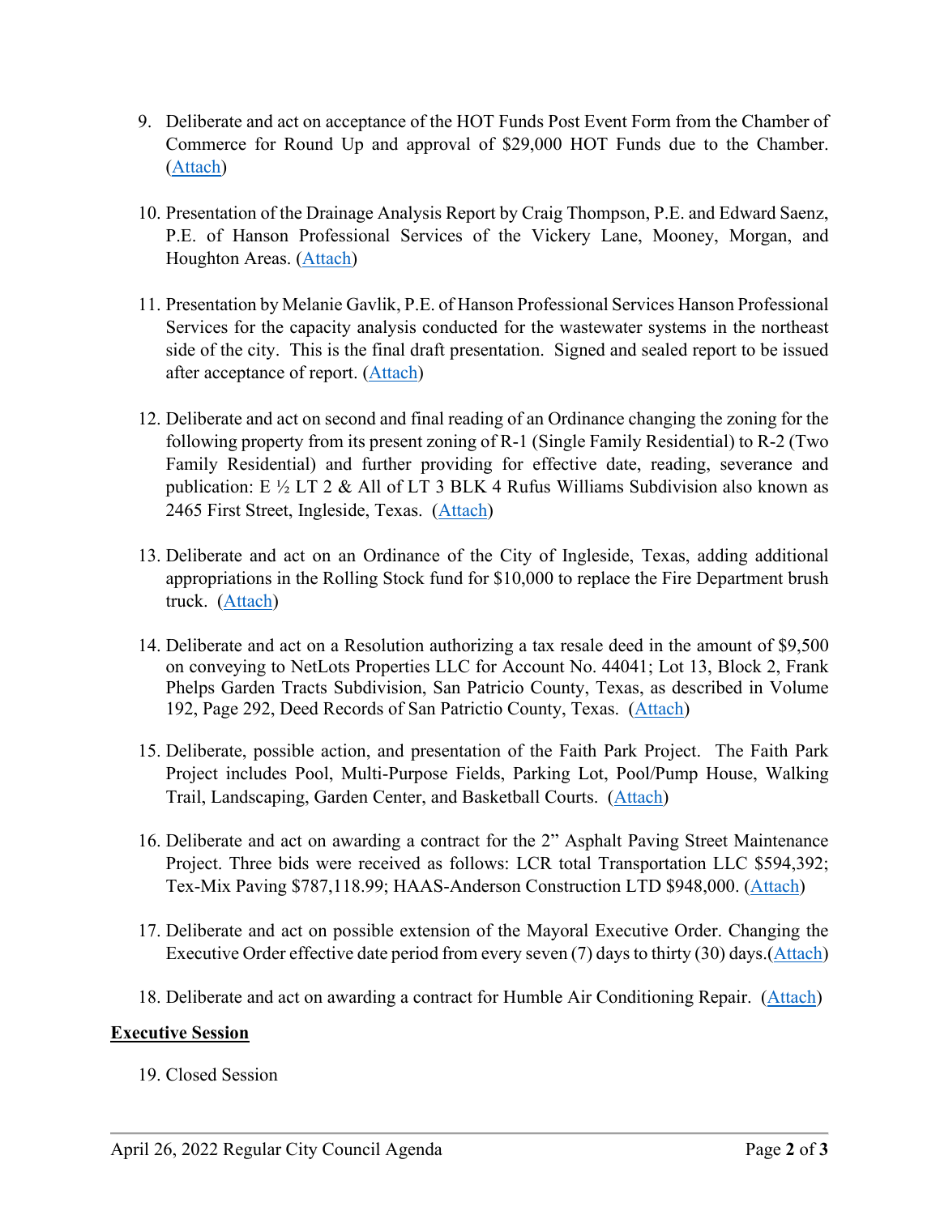9. Deliberate and act on acceptance of the HOT Funds Post Event Form from the Chamber of Commerce for Round Up and approval of $29,000 HOT Funds due to the Chamber. (Attach)

10. Presentation of the Drainage Analysis Report by Craig Thompson, P.E. and Edward Saenz, P.E. of Hanson Professional Services of the Vickery Lane, Mooney, Morgan, and Houghton Areas. (Attach)

11. Presentation by Melanie Gavlik, P.E. of Hanson Professional Services Hanson Professional Services for the capacity analysis conducted for the wastewater systems in the northeast side of the city. This is the final draft presentation. Signed and sealed report to be issued after acceptance of report. (Attach)

12. Deliberate and act on second and final reading of an Ordinance changing the zoning for the following property from its present zoning of R-1 (Single Family Residential) to R-2 (Two Family Residential) and further providing for effective date, reading, severance and publication: E ½ LT 2 & All of LT 3 BLK 4 Rufus Williams Subdivision also known as 2465 First Street, Ingleside, Texas. (Attach)

13. Deliberate and act on an Ordinance of the City of Ingleside, Texas, adding additional appropriations in the Rolling Stock fund for $10,000 to replace the Fire Department brush truck. (Attach)

14. Deliberate and act on a Resolution authorizing a tax resale deed in the amount of $9,500 on conveying to NetLots Properties LLC for Account No. 44041; Lot 13, Block 2, Frank Phelps Garden Tracts Subdivision, San Patricio County, Texas, as described in Volume 192, Page 292, Deed Records of San Patrictio County, Texas. (Attach)

15. Deliberate, possible action, and presentation of the Faith Park Project. The Faith Park Project includes Pool, Multi-Purpose Fields, Parking Lot, Pool/Pump House, Walking Trail, Landscaping, Garden Center, and Basketball Courts. (Attach)

16. Deliberate and act on awarding a contract for the 2" Asphalt Paving Street Maintenance Project. Three bids were received as follows: LCR total Transportation LLC $594,392; Tex-Mix Paving $787,118.99; HAAS-Anderson Construction LTD $948,000. (Attach)

17. Deliberate and act on possible extension of the Mayoral Executive Order. Changing the Executive Order effective date period from every seven (7) days to thirty (30) days.(Attach)

18. Deliberate and act on awarding a contract for Humble Air Conditioning Repair. (Attach)

**Executive Session**

19. Closed Session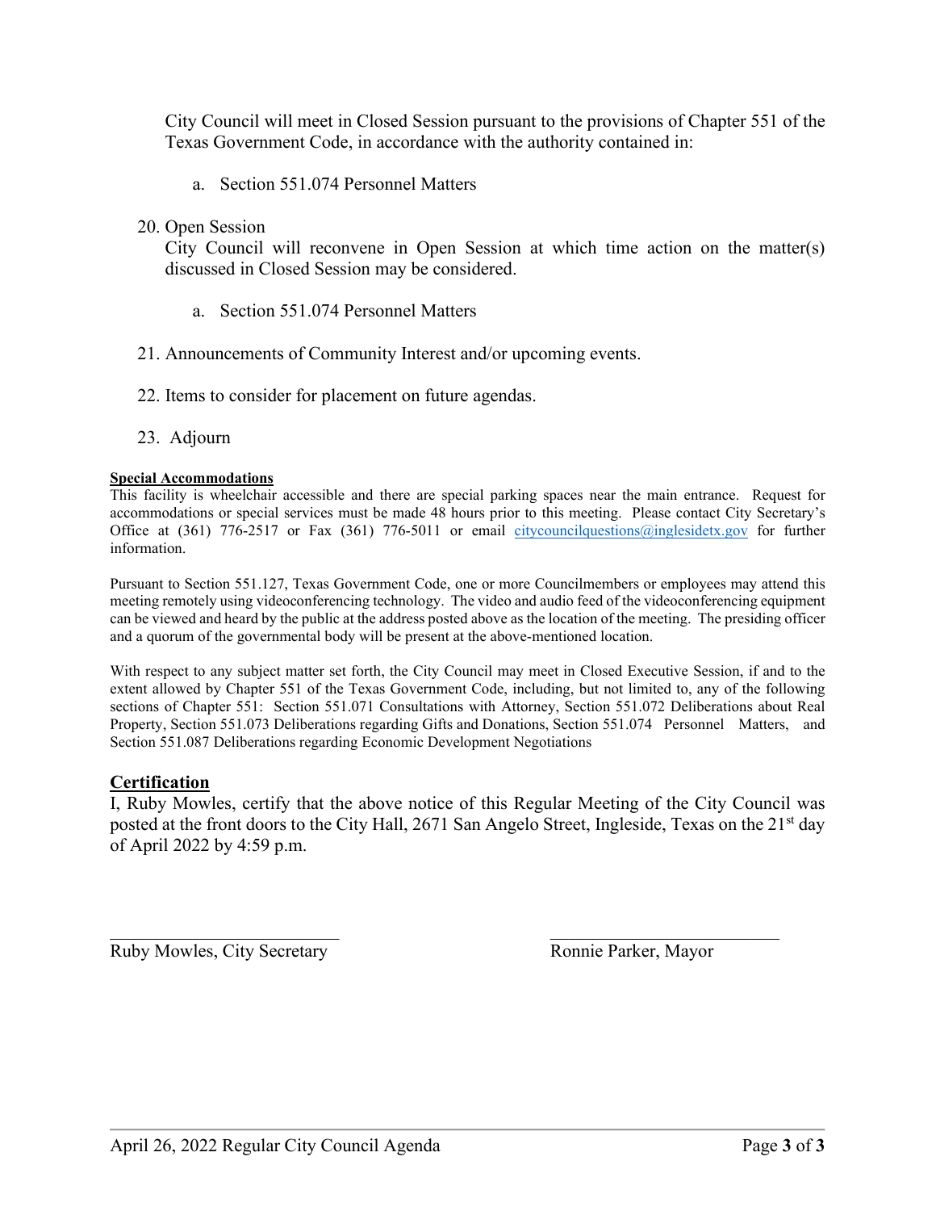City Council will meet in Closed Session pursuant to the provisions of Chapter 551 of the Texas Government Code, in accordance with the authority contained in:

   a. Section 551.074 Personnel Matters

20. Open Session
    City Council will reconvene in Open Session at which time action on the matter(s) discussed in Closed Session may be considered.

    a. Section 551.074 Personnel Matters

21. Announcements of Community Interest and/or upcoming events.

22. Items to consider for placement on future agendas.

23. Adjourn

**Special Accommodations**
This facility is wheelchair accessible and there are special parking spaces near the main entrance. Request for accommodations or special services must be made 48 hours prior to this meeting. Please contact City Secretary's Office at (361) 776-2517 or Fax (361) 776-5011 or email citycouncilquestions@inglesidetx.gov for further information.

Pursuant to Section 551.127, Texas Government Code, one or more Councilmembers or employees may attend this meeting remotely using videoconferencing technology. The video and audio feed of the videoconferencing equipment can be viewed and heard by the public at the address posted above as the location of the meeting. The presiding officer and a quorum of the governmental body will be present at the above-mentioned location.

With respect to any subject matter set forth, the City Council may meet in Closed Executive Session, if and to the extent allowed by Chapter 551 of the Texas Government Code, including, but not limited to, any of the following sections of Chapter 551: Section 551.071 Consultations with Attorney, Section 551.072 Deliberations about Real Property, Section 551.073 Deliberations regarding Gifts and Donations, Section 551.074 Personnel Matters, and Section 551.087 Deliberations regarding Economic Development Negotiations

## Certification

I, Ruby Mowles, certify that the above notice of this Regular Meeting of the City Council was posted at the front doors to the City Hall, 2671 San Angelo Street, Ingleside, Texas on the 21st day of April 2022 by 4:59 p.m.

\_\_\_\_\_\_\_\_\_\_\_\_\_\_\_\_\_\_\_\_\_\_\_\_\_\_\_
Ruby Mowles, City Secretary

\_\_\_\_\_\_\_\_\_\_\_\_\_\_\_\_\_\_\_\_\_\_\_\_\_\_\_
Ronnie Parker, Mayor